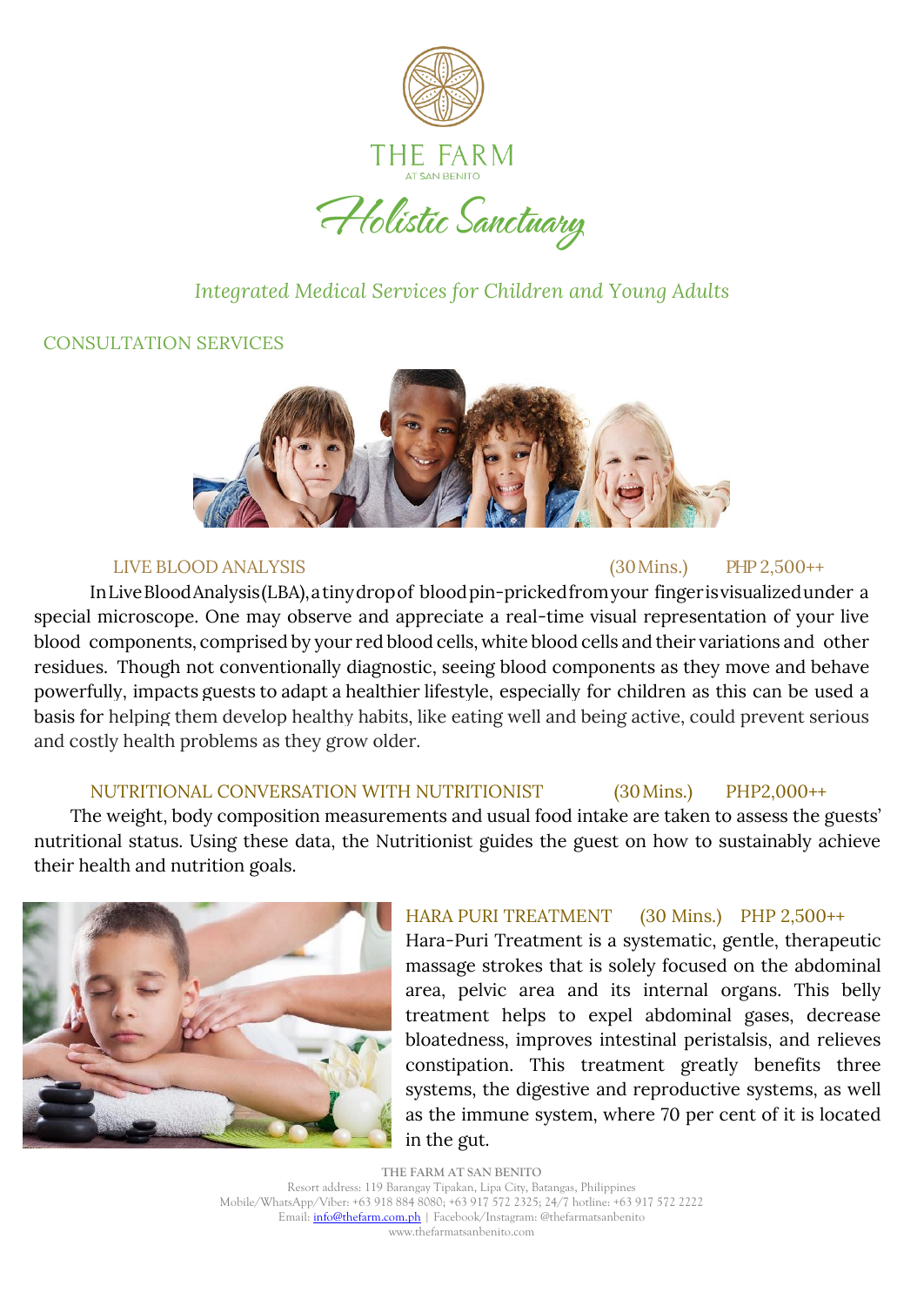# THE FARM
AT SAN BENITO

## Holistic Sanctuary

*Integrated Medical Services for Children and Young Adults*

## CONSULTATION SERVICES

### LIVE BLOOD ANALYSIS (30 Mins.) PHP 2,500++

In Live Blood Analysis (LBA), a tiny drop of blood pin-pricked from your finger is visualized under a special microscope. One may observe and appreciate a real-time visual representation of your live blood components, comprised by your red blood cells, white blood cells and their variations and other residues. Though not conventionally diagnostic, seeing blood components as they move and behave powerfully, impacts guests to adapt a healthier lifestyle, especially for children as this can be used a basis for helping them develop healthy habits, like eating well and being active, could prevent serious and costly health problems as they grow older.

### NUTRITIONAL CONVERSATION WITH NUTRITIONIST (30 Mins.) PHP2,000++

The weight, body composition measurements and usual food intake are taken to assess the guests' nutritional status. Using these data, the Nutritionist guides the guest on how to sustainably achieve their health and nutrition goals.

### HARA PURI TREATMENT (30 Mins.) PHP 2,500++

Hara-Puri Treatment is a systematic, gentle, therapeutic massage strokes that is solely focused on the abdominal area, pelvic area and its internal organs. This belly treatment helps to expel abdominal gases, decrease bloatedness, improves intestinal peristalsis, and relieves constipation. This treatment greatly benefits three systems, the digestive and reproductive systems, as well as the immune system, where 70 per cent of it is located in the gut.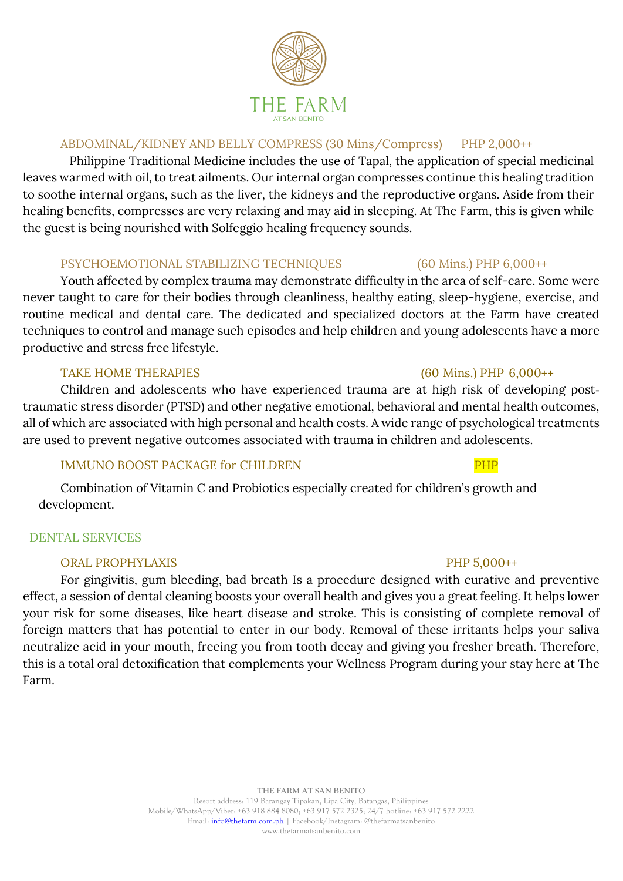THE FARM

AT SAN BENITO

### ABDOMINAL/KIDNEY AND BELLY COMPRESS (30 Mins/Compress) PHP 2,000++

Philippine Traditional Medicine includes the use of Tapal, the application of special medicinal leaves warmed with oil, to treat ailments. Our internal organ compresses continue this healing tradition to soothe internal organs, such as the liver, the kidneys and the reproductive organs. Aside from their healing benefits, compresses are very relaxing and may aid in sleeping. At The Farm, this is given while the guest is being nourished with Solfeggio healing frequency sounds.

### PSYCHOEMOTIONAL STABILIZING TECHNIQUES (60 Mins.) PHP 6,000++

Youth affected by complex trauma may demonstrate difficulty in the area of self-care. Some were never taught to care for their bodies through cleanliness, healthy eating, sleep-hygiene, exercise, and routine medical and dental care. The dedicated and specialized doctors at the Farm have created techniques to control and manage such episodes and help children and young adolescents have a more productive and stress free lifestyle.

### TAKE HOME THERAPIES (60 Mins.) PHP 6,000++

Children and adolescents who have experienced trauma are at high risk of developing post-traumatic stress disorder (PTSD) and other negative emotional, behavioral and mental health outcomes, all of which are associated with high personal and health costs. A wide range of psychological treatments are used to prevent negative outcomes associated with trauma in children and adolescents.

### IMMUNO BOOST PACKAGE for CHILDREN PHP

Combination of Vitamin C and Probiotics especially created for children's growth and development.

## DENTAL SERVICES

### ORAL PROPHYLAXIS PHP 5,000++

For gingivitis, gum bleeding, bad breath Is a procedure designed with curative and preventive effect, a session of dental cleaning boosts your overall health and gives you a great feeling. It helps lower your risk for some diseases, like heart disease and stroke. This is consisting of complete removal of foreign matters that has potential to enter in our body. Removal of these irritants helps your saliva neutralize acid in your mouth, freeing you from tooth decay and giving you fresher breath. Therefore, this is a total oral detoxification that complements your Wellness Program during your stay here at The Farm.

THE FARM AT SAN BENITO
Resort address: 119 Barangay Tipakan, Lipa City, Batangas, Philippines
Mobile/WhatsApp/Viber: +63 918 884 8080; +63 917 572 2325; 24/7 hotline: +63 917 572 2222
Email: info@thefarm.com.ph | Facebook/Instagram: @thefarmatsanbenito
www.thefarmatsanbenito.com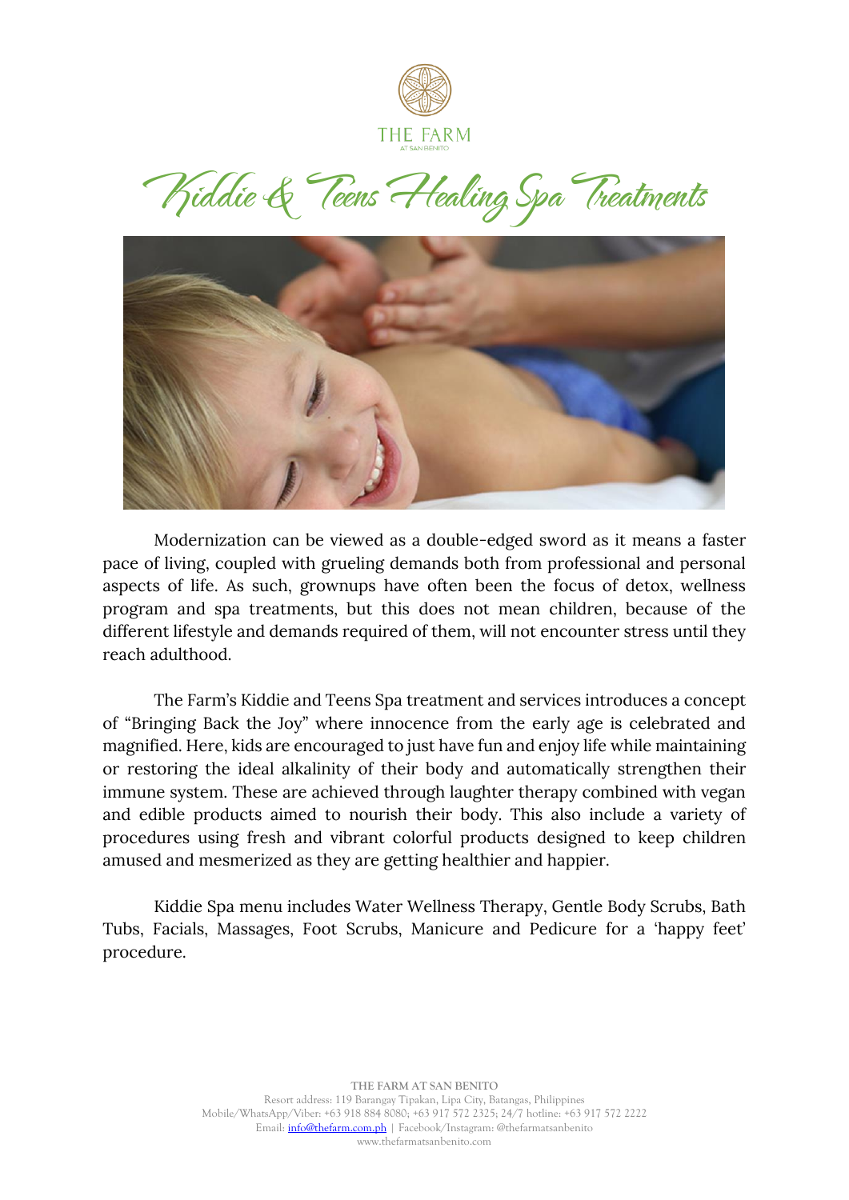# Kiddie & Teens Healing Spa Treatments

Modernization can be viewed as a double-edged sword as it means a faster pace of living, coupled with grueling demands both from professional and personal aspects of life. As such, grownups have often been the focus of detox, wellness program and spa treatments, but this does not mean children, because of the different lifestyle and demands required of them, will not encounter stress until they reach adulthood.

The Farm's Kiddie and Teens Spa treatment and services introduces a concept of "Bringing Back the Joy" where innocence from the early age is celebrated and magnified. Here, kids are encouraged to just have fun and enjoy life while maintaining or restoring the ideal alkalinity of their body and automatically strengthen their immune system. These are achieved through laughter therapy combined with vegan and edible products aimed to nourish their body. This also include a variety of procedures using fresh and vibrant colorful products designed to keep children amused and mesmerized as they are getting healthier and happier.

Kiddie Spa menu includes Water Wellness Therapy, Gentle Body Scrubs, Bath Tubs, Facials, Massages, Foot Scrubs, Manicure and Pedicure for a 'happy feet' procedure.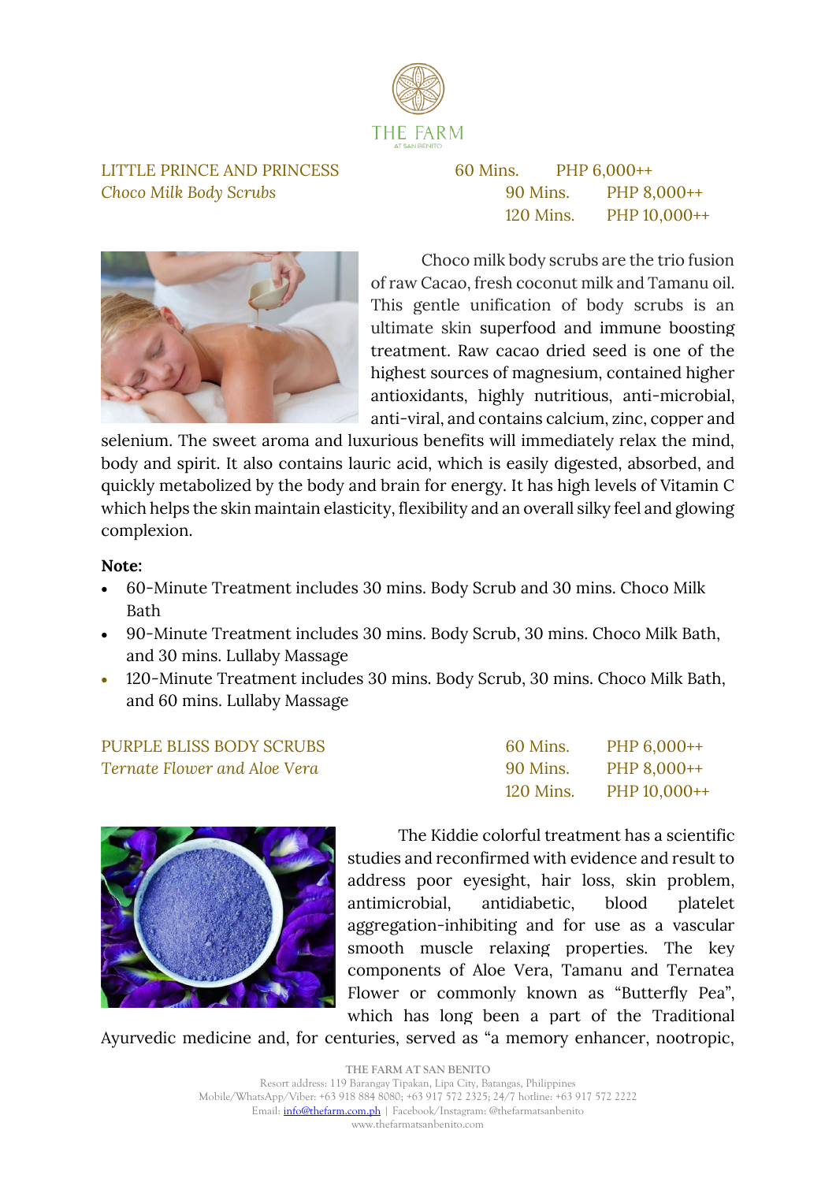## LITTLE PRINCE AND PRINCESS

*Choco Milk Body Scrubs*

| | |
|---|---|
| 60 Mins. | PHP 6,000++ |
| 90 Mins. | PHP 8,000++ |
| 120 Mins. | PHP 10,000++ |

Choco milk body scrubs are the trio fusion of raw Cacao, fresh coconut milk and Tamanu oil. This gentle unification of body scrubs is an ultimate skin superfood and immune boosting treatment. Raw cacao dried seed is one of the highest sources of magnesium, contained higher antioxidants, highly nutritious, anti-microbial, anti-viral, and contains calcium, zinc, copper and selenium. The sweet aroma and luxurious benefits will immediately relax the mind, body and spirit. It also contains lauric acid, which is easily digested, absorbed, and quickly metabolized by the body and brain for energy. It has high levels of Vitamin C which helps the skin maintain elasticity, flexibility and an overall silky feel and glowing complexion.

**Note:**

- 60-Minute Treatment includes 30 mins. Body Scrub and 30 mins. Choco Milk Bath
- 90-Minute Treatment includes 30 mins. Body Scrub, 30 mins. Choco Milk Bath, and 30 mins. Lullaby Massage
- 120-Minute Treatment includes 30 mins. Body Scrub, 30 mins. Choco Milk Bath, and 60 mins. Lullaby Massage

## PURPLE BLISS BODY SCRUBS

*Ternate Flower and Aloe Vera*

| | |
|---|---|
| 60 Mins. | PHP 6,000++ |
| 90 Mins. | PHP 8,000++ |
| 120 Mins. | PHP 10,000++ |

The Kiddie colorful treatment has a scientific studies and reconfirmed with evidence and result to address poor eyesight, hair loss, skin problem, antimicrobial, antidiabetic, blood platelet aggregation-inhibiting and for use as a vascular smooth muscle relaxing properties. The key components of Aloe Vera, Tamanu and Ternatea Flower or commonly known as "Butterfly Pea", which has long been a part of the Traditional Ayurvedic medicine and, for centuries, served as "a memory enhancer, nootropic,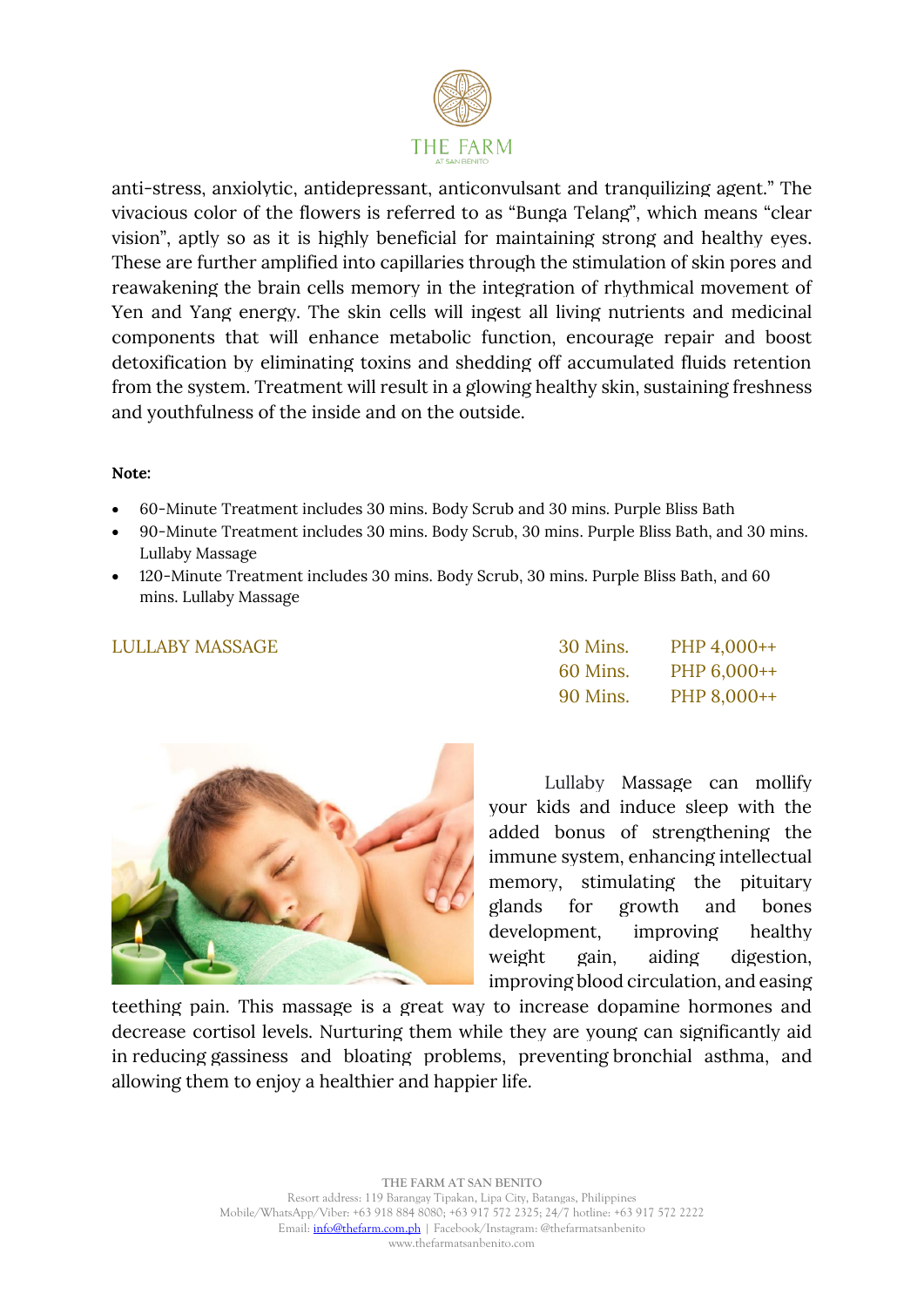anti-stress, anxiolytic, antidepressant, anticonvulsant and tranquilizing agent." The vivacious color of the flowers is referred to as "Bunga Telang", which means "clear vision", aptly so as it is highly beneficial for maintaining strong and healthy eyes. These are further amplified into capillaries through the stimulation of skin pores and reawakening the brain cells memory in the integration of rhythmical movement of Yen and Yang energy. The skin cells will ingest all living nutrients and medicinal components that will enhance metabolic function, encourage repair and boost detoxification by eliminating toxins and shedding off accumulated fluids retention from the system. Treatment will result in a glowing healthy skin, sustaining freshness and youthfulness of the inside and on the outside.

**Note:**

- 60-Minute Treatment includes 30 mins. Body Scrub and 30 mins. Purple Bliss Bath
- 90-Minute Treatment includes 30 mins. Body Scrub, 30 mins. Purple Bliss Bath, and 30 mins. Lullaby Massage
- 120-Minute Treatment includes 30 mins. Body Scrub, 30 mins. Purple Bliss Bath, and 60 mins. Lullaby Massage

## LULLABY MASSAGE

| | |
|---|---|
| 30 Mins. | PHP 4,000++ |
| 60 Mins. | PHP 6,000++ |
| 90 Mins. | PHP 8,000++ |

Lullaby Massage can mollify your kids and induce sleep with the added bonus of strengthening the immune system, enhancing intellectual memory, stimulating the pituitary glands for growth and bones development, improving healthy weight gain, aiding digestion, improving blood circulation, and easing teething pain. This massage is a great way to increase dopamine hormones and decrease cortisol levels. Nurturing them while they are young can significantly aid in reducing gassiness and bloating problems, preventing bronchial asthma, and allowing them to enjoy a healthier and happier life.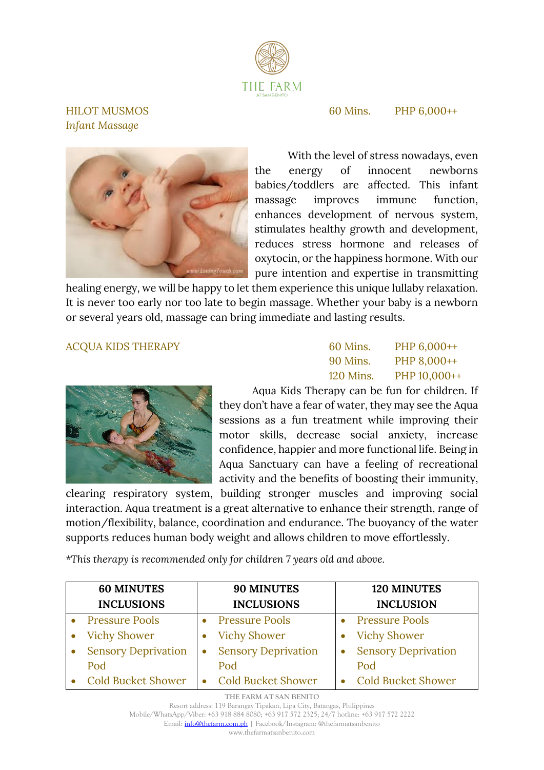HILOT MUSMOS — 60 Mins. — PHP 6,000++

*Infant Massage*

With the level of stress nowadays, even the energy of innocent newborns babies/toddlers are affected. This infant massage improves immune function, enhances development of nervous system, stimulates healthy growth and development, reduces stress hormone and releases of oxytocin, or the happiness hormone. With our pure intention and expertise in transmitting healing energy, we will be happy to let them experience this unique lullaby relaxation. It is never too early nor too late to begin massage. Whether your baby is a newborn or several years old, massage can bring immediate and lasting results.

ACQUA KIDS THERAPY

60 Mins. — PHP 6,000++
90 Mins. — PHP 8,000++
120 Mins. — PHP 10,000++

Aqua Kids Therapy can be fun for children. If they don't have a fear of water, they may see the Aqua sessions as a fun treatment while improving their motor skills, decrease social anxiety, increase confidence, happier and more functional life. Being in Aqua Sanctuary can have a feeling of recreational activity and the benefits of boosting their immunity, clearing respiratory system, building stronger muscles and improving social interaction. Aqua treatment is a great alternative to enhance their strength, range of motion/flexibility, balance, coordination and endurance. The buoyancy of the water supports reduces human body weight and allows children to move effortlessly.

*\*This therapy is recommended only for children 7 years old and above.*

| **60 MINUTES INCLUSIONS** | **90 MINUTES INCLUSIONS** | **120 MINUTES INCLUSION** |
|---|---|---|
| • Pressure Pools<br>• Vichy Shower<br>• Sensory Deprivation Pod<br>• Cold Bucket Shower | • Pressure Pools<br>• Vichy Shower<br>• Sensory Deprivation Pod<br>• Cold Bucket Shower | • Pressure Pools<br>• Vichy Shower<br>• Sensory Deprivation Pod<br>• Cold Bucket Shower |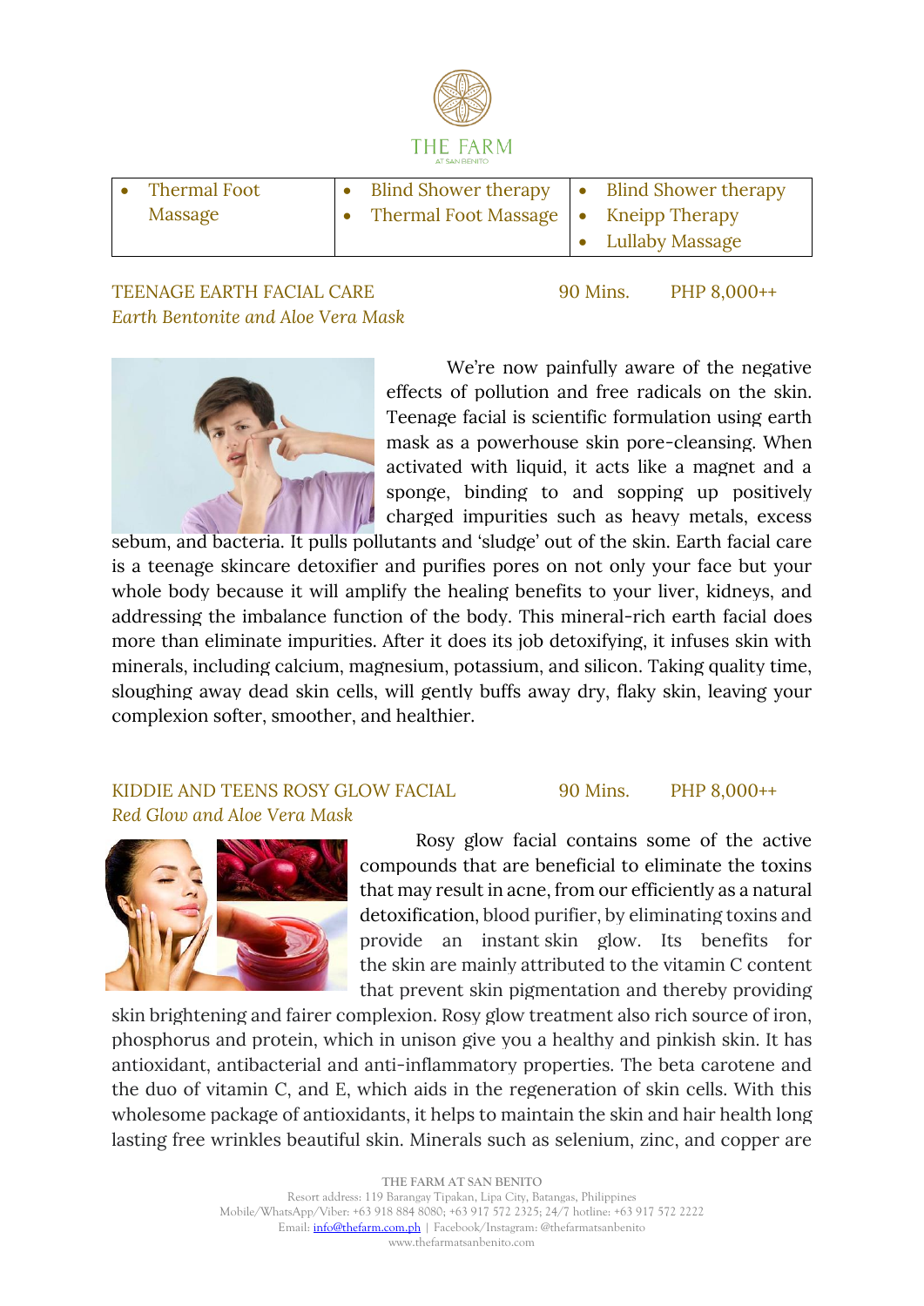| | | |
|---|---|---|
| • Thermal Foot Massage | • Blind Shower therapy<br>• Thermal Foot Massage | • Blind Shower therapy<br>• Kneipp Therapy<br>• Lullaby Massage |

TEENAGE EARTH FACIAL CARE 90 Mins. PHP 8,000++

*Earth Bentonite and Aloe Vera Mask*

We're now painfully aware of the negative effects of pollution and free radicals on the skin. Teenage facial is scientific formulation using earth mask as a powerhouse skin pore-cleansing. When activated with liquid, it acts like a magnet and a sponge, binding to and sopping up positively charged impurities such as heavy metals, excess sebum, and bacteria. It pulls pollutants and 'sludge' out of the skin. Earth facial care is a teenage skincare detoxifier and purifies pores on not only your face but your whole body because it will amplify the healing benefits to your liver, kidneys, and addressing the imbalance function of the body. This mineral-rich earth facial does more than eliminate impurities. After it does its job detoxifying, it infuses skin with minerals, including calcium, magnesium, potassium, and silicon. Taking quality time, sloughing away dead skin cells, will gently buffs away dry, flaky skin, leaving your complexion softer, smoother, and healthier.

KIDDIE AND TEENS ROSY GLOW FACIAL 90 Mins. PHP 8,000++

*Red Glow and Aloe Vera Mask*

Rosy glow facial contains some of the active compounds that are beneficial to eliminate the toxins that may result in acne, from our efficiently as a natural detoxification, blood purifier, by eliminating toxins and provide an instant skin glow. Its benefits for the skin are mainly attributed to the vitamin C content that prevent skin pigmentation and thereby providing skin brightening and fairer complexion. Rosy glow treatment also rich source of iron, phosphorus and protein, which in unison give you a healthy and pinkish skin. It has antioxidant, antibacterial and anti-inflammatory properties. The beta carotene and the duo of vitamin C, and E, which aids in the regeneration of skin cells. With this wholesome package of antioxidants, it helps to maintain the skin and hair health long lasting free wrinkles beautiful skin. Minerals such as selenium, zinc, and copper are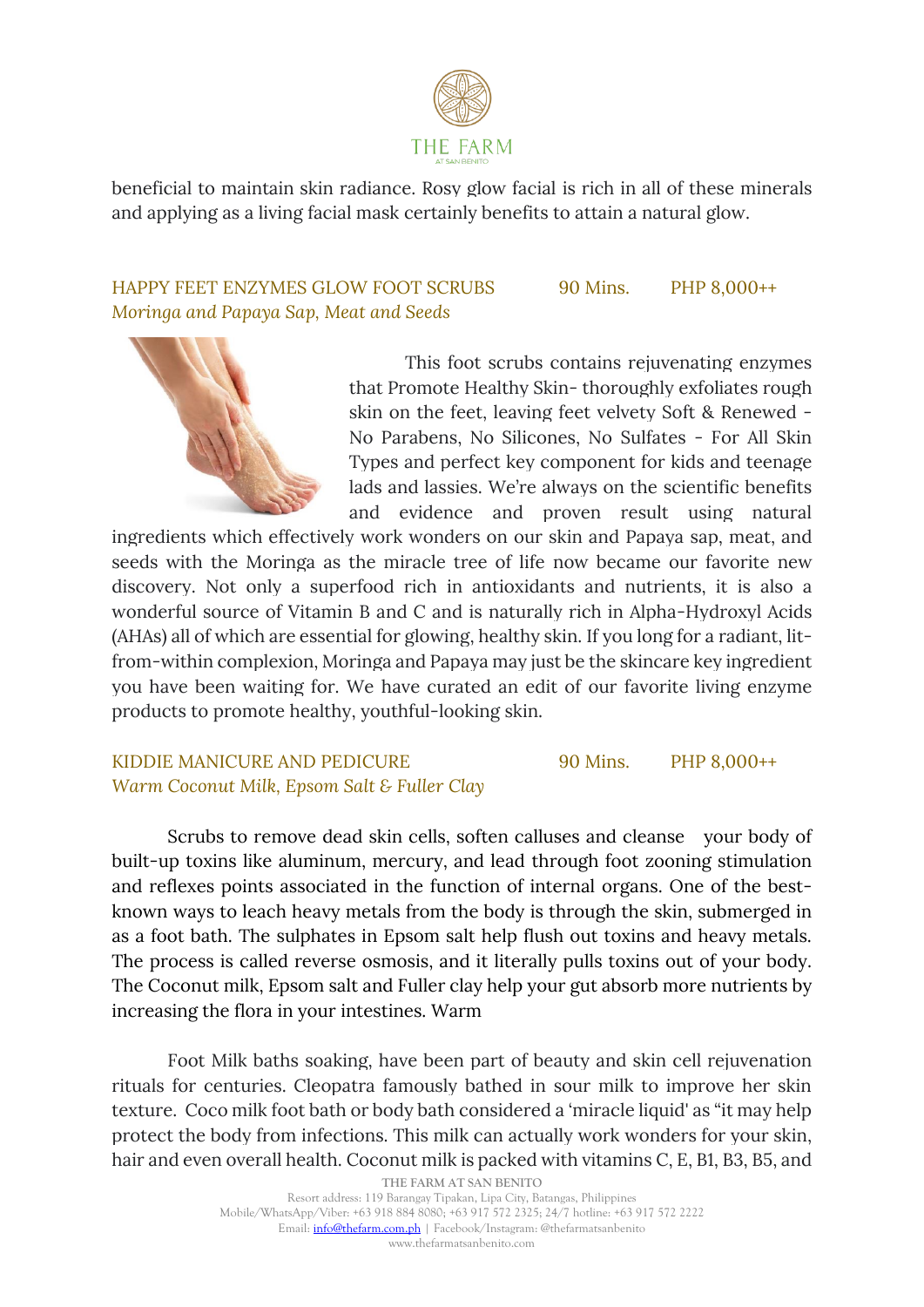beneficial to maintain skin radiance. Rosy glow facial is rich in all of these minerals and applying as a living facial mask certainly benefits to attain a natural glow.

## HAPPY FEET ENZYMES GLOW FOOT SCRUBS 90 Mins. PHP 8,000++

*Moringa and Papaya Sap, Meat and Seeds*

This foot scrubs contains rejuvenating enzymes that Promote Healthy Skin- thoroughly exfoliates rough skin on the feet, leaving feet velvety Soft & Renewed - No Parabens, No Silicones, No Sulfates - For All Skin Types and perfect key component for kids and teenage lads and lassies. We're always on the scientific benefits and evidence and proven result using natural ingredients which effectively work wonders on our skin and Papaya sap, meat, and seeds with the Moringa as the miracle tree of life now became our favorite new discovery. Not only a superfood rich in antioxidants and nutrients, it is also a wonderful source of Vitamin B and C and is naturally rich in Alpha-Hydroxyl Acids (AHAs) all of which are essential for glowing, healthy skin. If you long for a radiant, lit-from-within complexion, Moringa and Papaya may just be the skincare key ingredient you have been waiting for. We have curated an edit of our favorite living enzyme products to promote healthy, youthful-looking skin.

## KIDDIE MANICURE AND PEDICURE 90 Mins. PHP 8,000++

*Warm Coconut Milk, Epsom Salt & Fuller Clay*

Scrubs to remove dead skin cells, soften calluses and cleanse your body of built-up toxins like aluminum, mercury, and lead through foot zooning stimulation and reflexes points associated in the function of internal organs. One of the best-known ways to leach heavy metals from the body is through the skin, submerged in as a foot bath. The sulphates in Epsom salt help flush out toxins and heavy metals. The process is called reverse osmosis, and it literally pulls toxins out of your body. The Coconut milk, Epsom salt and Fuller clay help your gut absorb more nutrients by increasing the flora in your intestines. Warm

Foot Milk baths soaking, have been part of beauty and skin cell rejuvenation rituals for centuries. Cleopatra famously bathed in sour milk to improve her skin texture. Coco milk foot bath or body bath considered a 'miracle liquid' as "it may help protect the body from infections. This milk can actually work wonders for your skin, hair and even overall health. Coconut milk is packed with vitamins C, E, B1, B3, B5, and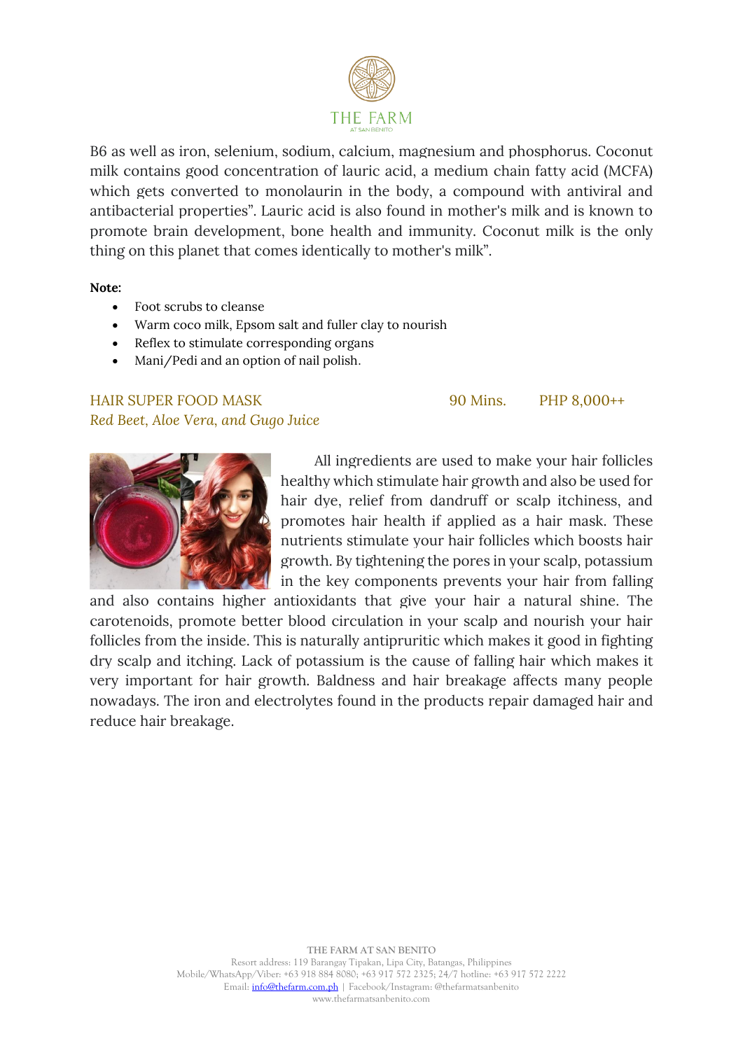B6 as well as iron, selenium, sodium, calcium, magnesium and phosphorus. Coconut milk contains good concentration of lauric acid, a medium chain fatty acid (MCFA) which gets converted to monolaurin in the body, a compound with antiviral and antibacterial properties". Lauric acid is also found in mother's milk and is known to promote brain development, bone health and immunity. Coconut milk is the only thing on this planet that comes identically to mother's milk".

**Note:**

- Foot scrubs to cleanse
- Warm coco milk, Epsom salt and fuller clay to nourish
- Reflex to stimulate corresponding organs
- Mani/Pedi and an option of nail polish.

## HAIR SUPER FOOD MASK — 90 Mins. — PHP 8,000++

*Red Beet, Aloe Vera, and Gugo Juice*

All ingredients are used to make your hair follicles healthy which stimulate hair growth and also be used for hair dye, relief from dandruff or scalp itchiness, and promotes hair health if applied as a hair mask. These nutrients stimulate your hair follicles which boosts hair growth. By tightening the pores in your scalp, potassium in the key components prevents your hair from falling and also contains higher antioxidants that give your hair a natural shine. The carotenoids, promote better blood circulation in your scalp and nourish your hair follicles from the inside. This is naturally antipruritic which makes it good in fighting dry scalp and itching. Lack of potassium is the cause of falling hair which makes it very important for hair growth. Baldness and hair breakage affects many people nowadays. The iron and electrolytes found in the products repair damaged hair and reduce hair breakage.